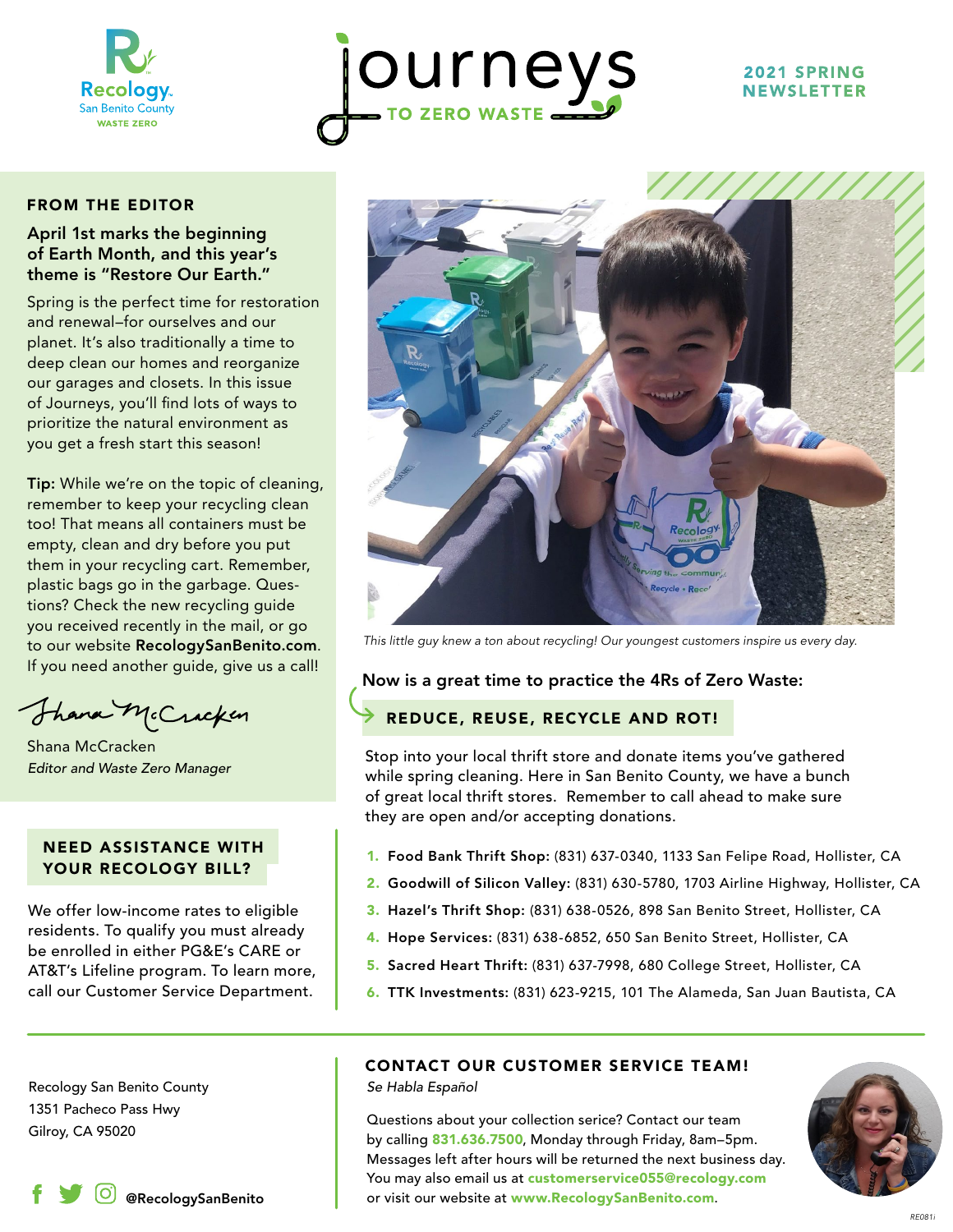Recology San Benito County WASTE ZERO

# Journeys TO ZERO WASTE

**2021 SPRING NEWSLETTER**

## FROM THE EDITOR

### April 1st marks the beginning of Earth Month, and this year's theme is "Restore Our Earth."

Spring is the perfect time for restoration and renewal–for ourselves and our planet. It's also traditionally a time to deep clean our homes and reorganize our garages and closets. In this issue of Journeys, you'll find lots of ways to prioritize the natural environment as you get a fresh start this season!

**Tip:** While we're on the topic of cleaning, remember to keep your recycling clean too! That means all containers must be empty, clean and dry before you put them in your recycling cart. Remember, plastic bags go in the garbage. Questions? Check the new recycling guide you received recently in the mail, or go to our website **RecologySanBenito.com**. If you need another guide, give us a call!

Shana McCracken
*Editor and Waste Zero Manager*

## NEED ASSISTANCE WITH YOUR RECOLOGY BILL?

We offer low-income rates to eligible residents. To qualify you must already be enrolled in either PG&E's CARE or AT&T's Lifeline program. To learn more, call our Customer Service Department.

*This little guy knew a ton about recycling! Our youngest customers inspire us every day.*

### Now is a great time to practice the 4Rs of Zero Waste:

## REDUCE, REUSE, RECYCLE AND ROT!

Stop into your local thrift store and donate items you've gathered while spring cleaning. Here in San Benito County, we have a bunch of great local thrift stores. Remember to call ahead to make sure they are open and/or accepting donations.

1. **Food Bank Thrift Shop:** (831) 637-0340, 1133 San Felipe Road, Hollister, CA
2. **Goodwill of Silicon Valley:** (831) 630-5780, 1703 Airline Highway, Hollister, CA
3. **Hazel's Thrift Shop:** (831) 638-0526, 898 San Benito Street, Hollister, CA
4. **Hope Services:** (831) 638-6852, 650 San Benito Street, Hollister, CA
5. **Sacred Heart Thrift:** (831) 637-7998, 680 College Street, Hollister, CA
6. **TTK Investments:** (831) 623-9215, 101 The Alameda, San Juan Bautista, CA

Recology San Benito County
1351 Pacheco Pass Hwy
Gilroy, CA 95020

@RecologySanBenito

## CONTACT OUR CUSTOMER SERVICE TEAM!

*Se Habla Español*

Questions about your collection serice? Contact our team by calling **831.636.7500**, Monday through Friday, 8am–5pm. Messages left after hours will be returned the next business day. You may also email us at **customerservice055@recology.com** or visit our website at **www.RecologySanBenito.com**.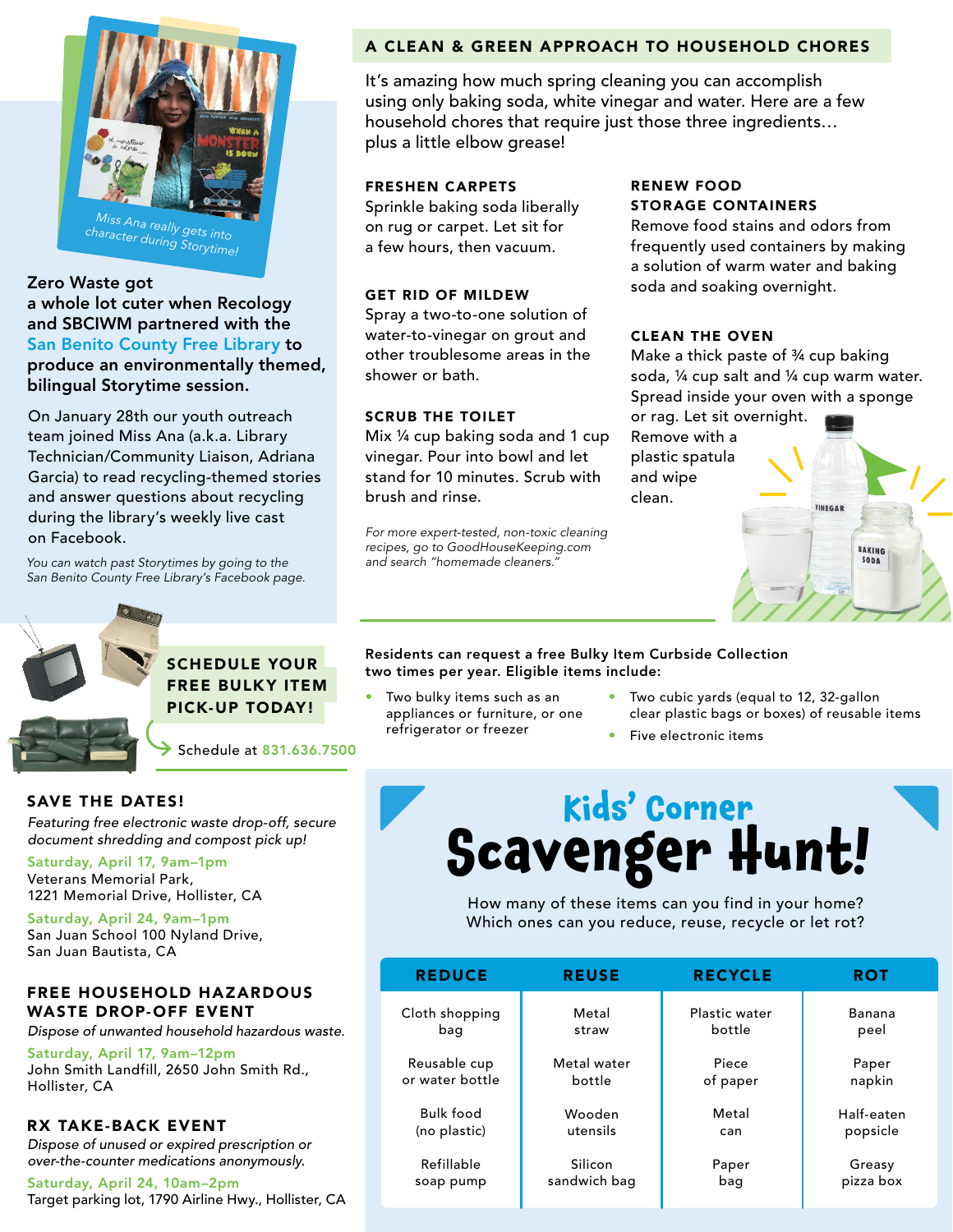Miss Ana really gets into character during Storytime!

**Zero Waste got a whole lot cuter when Recology and SBCIWM partnered with the San Benito County Free Library to produce an environmentally themed, bilingual Storytime session.**

On January 28th our youth outreach team joined Miss Ana (a.k.a. Library Technician/Community Liaison, Adriana Garcia) to read recycling-themed stories and answer questions about recycling during the library's weekly live cast on Facebook.

*You can watch past Storytimes by going to the San Benito County Free Library's Facebook page.*

## A CLEAN & GREEN APPROACH TO HOUSEHOLD CHORES

It's amazing how much spring cleaning you can accomplish using only baking soda, white vinegar and water. Here are a few household chores that require just those three ingredients… plus a little elbow grease!

### FRESHEN CARPETS

Sprinkle baking soda liberally on rug or carpet. Let sit for a few hours, then vacuum.

### GET RID OF MILDEW

Spray a two-to-one solution of water-to-vinegar on grout and other troublesome areas in the shower or bath.

### SCRUB THE TOILET

Mix ¼ cup baking soda and 1 cup vinegar. Pour into bowl and let stand for 10 minutes. Scrub with brush and rinse.

*For more expert-tested, non-toxic cleaning recipes, go to GoodHouseKeeping.com and search "homemade cleaners."*

### RENEW FOOD STORAGE CONTAINERS

Remove food stains and odors from frequently used containers by making a solution of warm water and baking soda and soaking overnight.

### CLEAN THE OVEN

Make a thick paste of ¾ cup baking soda, ¼ cup salt and ¼ cup warm water. Spread inside your oven with a sponge or rag. Let sit overnight. Remove with a plastic spatula and wipe clean.

## SCHEDULE YOUR FREE BULKY ITEM PICK-UP TODAY!

Schedule at 831.636.7500

**Residents can request a free Bulky Item Curbside Collection two times per year. Eligible items include:**

- Two bulky items such as an appliances or furniture, or one refrigerator or freezer
- Two cubic yards (equal to 12, 32-gallon clear plastic bags or boxes) of reusable items
- Five electronic items

## SAVE THE DATES!

*Featuring free electronic waste drop-off, secure document shredding and compost pick up!*

**Saturday, April 17, 9am–1pm**
Veterans Memorial Park,
1221 Memorial Drive, Hollister, CA

**Saturday, April 24, 9am–1pm**
San Juan School 100 Nyland Drive,
San Juan Bautista, CA

## FREE HOUSEHOLD HAZARDOUS WASTE DROP-OFF EVENT

*Dispose of unwanted household hazardous waste.*

**Saturday, April 17, 9am–12pm**
John Smith Landfill, 2650 John Smith Rd., Hollister, CA

## RX TAKE-BACK EVENT

*Dispose of unused or expired prescription or over-the-counter medications anonymously.*

**Saturday, April 24, 10am–2pm**
Target parking lot, 1790 Airline Hwy., Hollister, CA

## Kids' Corner
# Scavenger Hunt!

How many of these items can you find in your home? Which ones can you reduce, reuse, recycle or let rot?

| REDUCE | REUSE | RECYCLE | ROT |
|---|---|---|---|
| Cloth shopping bag | Metal straw | Plastic water bottle | Banana peel |
| Reusable cup or water bottle | Metal water bottle | Piece of paper | Paper napkin |
| Bulk food (no plastic) | Wooden utensils | Metal can | Half-eaten popsicle |
| Refillable soap pump | Silicon sandwich bag | Paper bag | Greasy pizza box |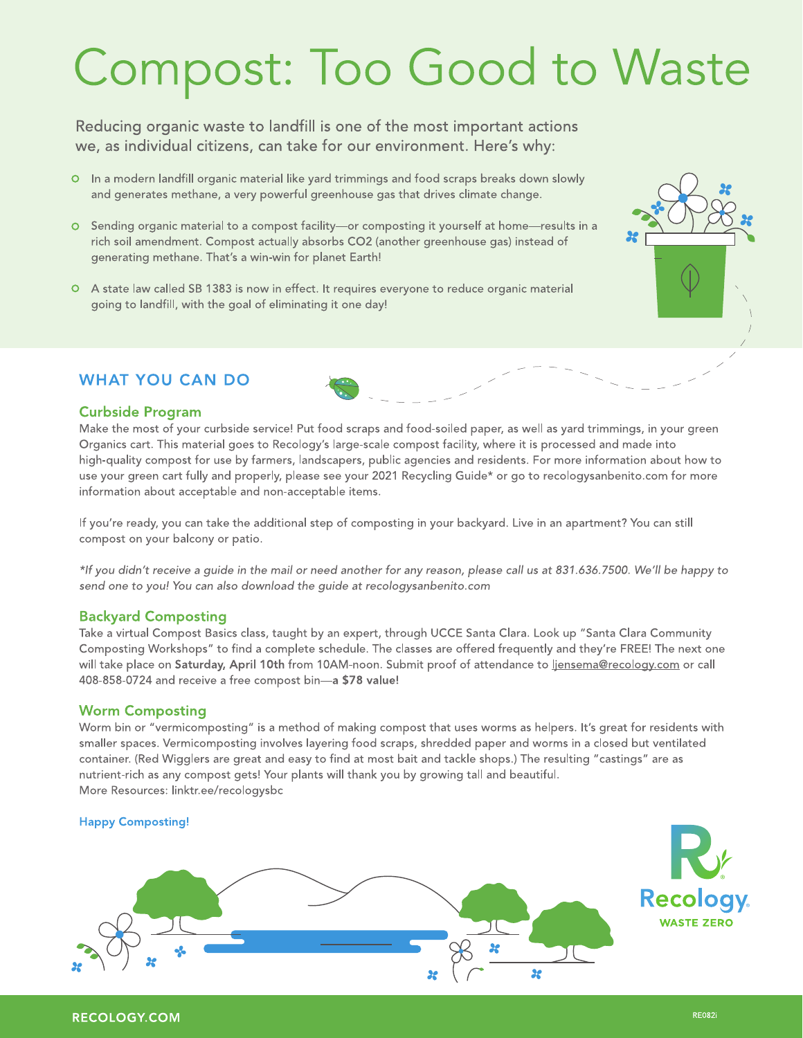# Compost: Too Good to Waste

Reducing organic waste to landfill is one of the most important actions we, as individual citizens, can take for our environment. Here's why:

- In a modern landfill organic material like yard trimmings and food scraps breaks down slowly and generates methane, a very powerful greenhouse gas that drives climate change.
- Sending organic material to a compost facility—or composting it yourself at home—results in a rich soil amendment. Compost actually absorbs $CO_2$ (another greenhouse gas) instead of generating methane. That's a win-win for planet Earth!
- A state law called SB 1383 is now in effect. It requires everyone to reduce organic material going to landfill, with the goal of eliminating it one day!

## WHAT YOU CAN DO

### Curbside Program

Make the most of your curbside service! Put food scraps and food-soiled paper, as well as yard trimmings, in your green Organics cart. This material goes to Recology's large-scale compost facility, where it is processed and made into high-quality compost for use by farmers, landscapers, public agencies and residents. For more information about how to use your green cart fully and properly, please see your 2021 Recycling Guide* or go to recologysanbenito.com for more information about acceptable and non-acceptable items.

If you're ready, you can take the additional step of composting in your backyard. Live in an apartment? You can still compost on your balcony or patio.

*\*If you didn't receive a guide in the mail or need another for any reason, please call us at 831.636.7500. We'll be happy to send one to you! You can also download the guide at recologysanbenito.com*

### Backyard Composting

Take a virtual Compost Basics class, taught by an expert, through UCCE Santa Clara. Look up "Santa Clara Community Composting Workshops" to find a complete schedule. The classes are offered frequently and they're FREE! The next one will take place on **Saturday, April 10th** from 10AM-noon. Submit proof of attendance to ljensema@recology.com or call 408-858-0724 and receive a free compost bin—**a $78 value!**

### Worm Composting

Worm bin or "vermicomposting" is a method of making compost that uses worms as helpers. It's great for residents with smaller spaces. Vermicomposting involves layering food scraps, shredded paper and worms in a closed but ventilated container. (Red Wigglers are great and easy to find at most bait and tackle shops.) The resulting "castings" are as nutrient-rich as any compost gets! Your plants will thank you by growing tall and beautiful.
More Resources: linktr.ee/recologysbc

Happy Composting!

Recology WASTE ZERO

RECOLOGY.COM

RE082i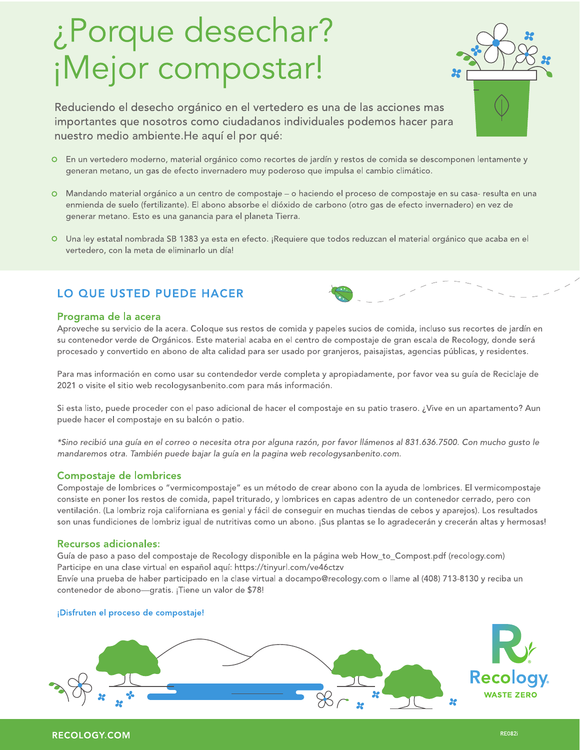# ¿Porque desechar? ¡Mejor compostar!

Reduciendo el desecho orgánico en el vertedero es una de las acciones mas importantes que nosotros como ciudadanos individuales podemos hacer para nuestro medio ambiente.He aquí el por qué:

- En un vertedero moderno, material orgánico como recortes de jardín y restos de comida se descomponen lentamente y generan metano, un gas de efecto invernadero muy poderoso que impulsa el cambio climático.
- Mandando material orgánico a un centro de compostaje – o haciendo el proceso de compostaje en su casa- resulta en una enmienda de suelo (fertilizante). El abono absorbe el dióxido de carbono (otro gas de efecto invernadero) en vez de generar metano. Esto es una ganancia para el planeta Tierra.
- Una ley estatal nombrada SB 1383 ya esta en efecto. ¡Requiere que todos reduzcan el material orgánico que acaba en el vertedero, con la meta de eliminarlo un día!

## LO QUE USTED PUEDE HACER

### Programa de la acera

Aproveche su servicio de la acera. Coloque sus restos de comida y papeles sucios de comida, incluso sus recortes de jardín en su contenedor verde de Orgánicos. Este material acaba en el centro de compostaje de gran escala de Recology, donde será procesado y convertido en abono de alta calidad para ser usado por granjeros, paisajistas, agencias públicas, y residentes.

Para mas información en como usar su contendedor verde completa y apropiadamente, por favor vea su guía de Reciclaje de 2021 o visite el sitio web recologysanbenito.com para más información.

Si esta listo, puede proceder con el paso adicional de hacer el compostaje en su patio trasero. ¿Vive en un apartamento? Aun puede hacer el compostaje en su balcón o patio.

*\*Sino recibió una guía en el correo o necesita otra por alguna razón, por favor llámenos al 831.636.7500. Con mucho gusto le mandaremos otra. También puede bajar la guía en la pagina web recologysanbenito.com.*

### Compostaje de lombrices

Compostaje de lombrices o "vermicompostaje" es un método de crear abono con la ayuda de lombrices. El vermicompostaje consiste en poner los restos de comida, papel triturado, y lombrices en capas adentro de un contenedor cerrado, pero con ventilación. (La lombriz roja californiana es genial y fácil de conseguir en muchas tiendas de cebos y aparejos). Los resultados son unas fundiciones de lombriz igual de nutritivas como un abono. ¡Sus plantas se lo agradecerán y crecerán altas y hermosas!

### Recursos adicionales:

Guía de paso a paso del compostaje de Recology disponible en la página web How_to_Compost.pdf (recology.com)
Participe en una clase virtual en español aquí: https://tinyurl.com/ve46ctzv
Envíe una prueba de haber participado en la clase virtual a docampo@recology.com o llame al (408) 713-8130 y reciba un contenedor de abono—gratis. ¡Tiene un valor de $78!

**¡Disfruten el proceso de compostaje!**

Recology
WASTE ZERO

RECOLOGY.COM

RE082i